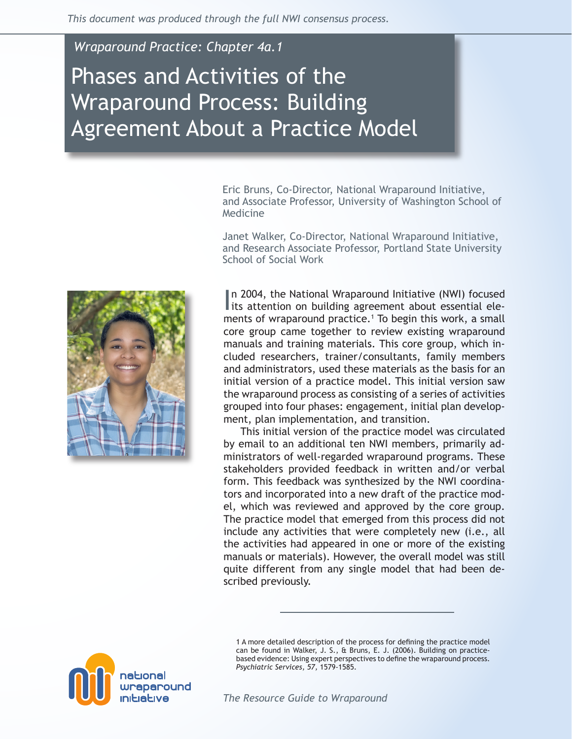*This document was produced through the full NWI consensus process.*

*Wraparound Practice: Chapter 4a.1*

# Phases and Activities of the Wraparound Process: Building Agreement About a Practice Model

Eric Bruns, Co-Director, National Wraparound Initiative, and Associate Professor, University of Washington School of Medicine

Janet Walker, Co-Director, National Wraparound Initiative, and Research Associate Professor, Portland State University School of Social Work

In 2004, the National Wraparound Initiative (NWI) focused its attention on building agreement about essential elements of wraparound practice.[1] To begin this work, a small core group came together to review existing wraparound manuals and training materials. This core group, which included researchers, trainer/consultants, family members and administrators, used these materials as the basis for an initial version of a practice model. This initial version saw the wraparound process as consisting of a series of activities grouped into four phases: engagement, initial plan development, plan implementation, and transition.

This initial version of the practice model was circulated by email to an additional ten NWI members, primarily administrators of well-regarded wraparound programs. These stakeholders provided feedback in written and/or verbal form. This feedback was synthesized by the NWI coordinators and incorporated into a new draft of the practice model, which was reviewed and approved by the core group. The practice model that emerged from this process did not include any activities that were completely new (i.e., all the activities had appeared in one or more of the existing manuals or materials). However, the overall model was still quite different from any single model that had been described previously.

---

1 A more detailed description of the process for defining the practice model can be found in Walker, J. S., & Bruns, E. J. (2006). Building on practice-based evidence: Using expert perspectives to define the wraparound process. *Psychiatric Services, 57*, 1579-1585.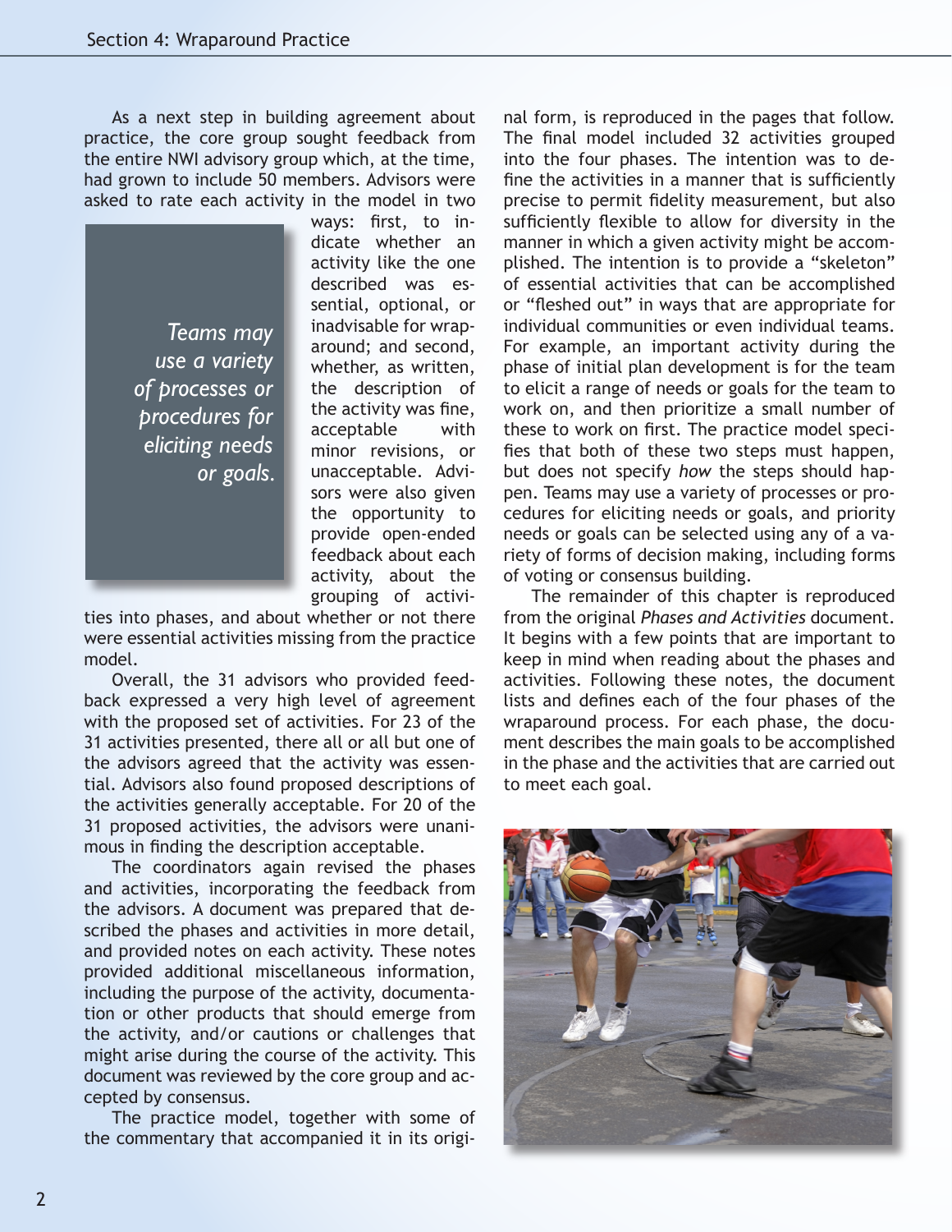As a next step in building agreement about practice, the core group sought feedback from the entire NWI advisory group which, at the time, had grown to include 50 members. Advisors were asked to rate each activity in the model in two ways: first, to indicate whether an activity like the one described was essential, optional, or inadvisable for wraparound; and second, whether, as written, the description of the activity was fine, acceptable with minor revisions, or unacceptable. Advisors were also given the opportunity to provide open-ended feedback about each activity, about the grouping of activities into phases, and about whether or not there were essential activities missing from the practice model.

> *Teams may use a variety of processes or procedures for eliciting needs or goals.*

Overall, the 31 advisors who provided feedback expressed a very high level of agreement with the proposed set of activities. For 23 of the 31 activities presented, there all or all but one of the advisors agreed that the activity was essential. Advisors also found proposed descriptions of the activities generally acceptable. For 20 of the 31 proposed activities, the advisors were unanimous in finding the description acceptable.

The coordinators again revised the phases and activities, incorporating the feedback from the advisors. A document was prepared that described the phases and activities in more detail, and provided notes on each activity. These notes provided additional miscellaneous information, including the purpose of the activity, documentation or other products that should emerge from the activity, and/or cautions or challenges that might arise during the course of the activity. This document was reviewed by the core group and accepted by consensus.

The practice model, together with some of the commentary that accompanied it in its original form, is reproduced in the pages that follow. The final model included 32 activities grouped into the four phases. The intention was to define the activities in a manner that is sufficiently precise to permit fidelity measurement, but also sufficiently flexible to allow for diversity in the manner in which a given activity might be accomplished. The intention is to provide a "skeleton" of essential activities that can be accomplished or "fleshed out" in ways that are appropriate for individual communities or even individual teams. For example, an important activity during the phase of initial plan development is for the team to elicit a range of needs or goals for the team to work on, and then prioritize a small number of these to work on first. The practice model specifies that both of these two steps must happen, but does not specify *how* the steps should happen. Teams may use a variety of processes or procedures for eliciting needs or goals, and priority needs or goals can be selected using any of a variety of forms of decision making, including forms of voting or consensus building.

The remainder of this chapter is reproduced from the original *Phases and Activities* document. It begins with a few points that are important to keep in mind when reading about the phases and activities. Following these notes, the document lists and defines each of the four phases of the wraparound process. For each phase, the document describes the main goals to be accomplished in the phase and the activities that are carried out to meet each goal.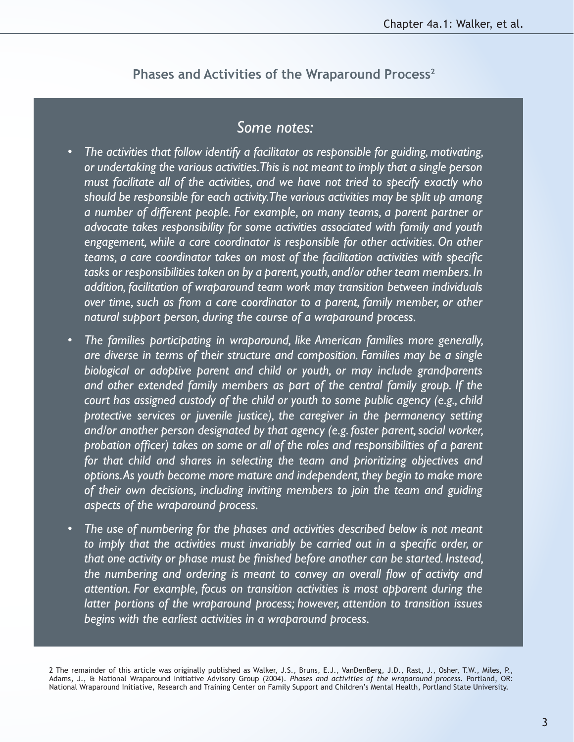## Phases and Activities of the Wraparound Process[2]

### *Some notes:*

- *The activities that follow identify a facilitator as responsible for guiding, motivating, or undertaking the various activities. This is not meant to imply that a single person must facilitate all of the activities, and we have not tried to specify exactly who should be responsible for each activity. The various activities may be split up among a number of different people. For example, on many teams, a parent partner or advocate takes responsibility for some activities associated with family and youth engagement, while a care coordinator is responsible for other activities. On other teams, a care coordinator takes on most of the facilitation activities with specific tasks or responsibilities taken on by a parent, youth, and/or other team members. In addition, facilitation of wraparound team work may transition between individuals over time, such as from a care coordinator to a parent, family member, or other natural support person, during the course of a wraparound process.*
- *The families participating in wraparound, like American families more generally, are diverse in terms of their structure and composition. Families may be a single biological or adoptive parent and child or youth, or may include grandparents and other extended family members as part of the central family group. If the court has assigned custody of the child or youth to some public agency (e.g., child protective services or juvenile justice), the caregiver in the permanency setting and/or another person designated by that agency (e.g. foster parent, social worker, probation officer) takes on some or all of the roles and responsibilities of a parent for that child and shares in selecting the team and prioritizing objectives and options. As youth become more mature and independent, they begin to make more of their own decisions, including inviting members to join the team and guiding aspects of the wraparound process.*
- *The use of numbering for the phases and activities described below is not meant to imply that the activities must invariably be carried out in a specific order, or that one activity or phase must be finished before another can be started. Instead, the numbering and ordering is meant to convey an overall flow of activity and attention. For example, focus on transition activities is most apparent during the latter portions of the wraparound process; however, attention to transition issues begins with the earliest activities in a wraparound process.*

2 The remainder of this article was originally published as Walker, J.S., Bruns, E.J., VanDenBerg, J.D., Rast, J., Osher, T.W., Miles, P., Adams, J., & National Wraparound Initiative Advisory Group (2004). *Phases and activities of the wraparound process.* Portland, OR: National Wraparound Initiative, Research and Training Center on Family Support and Children's Mental Health, Portland State University.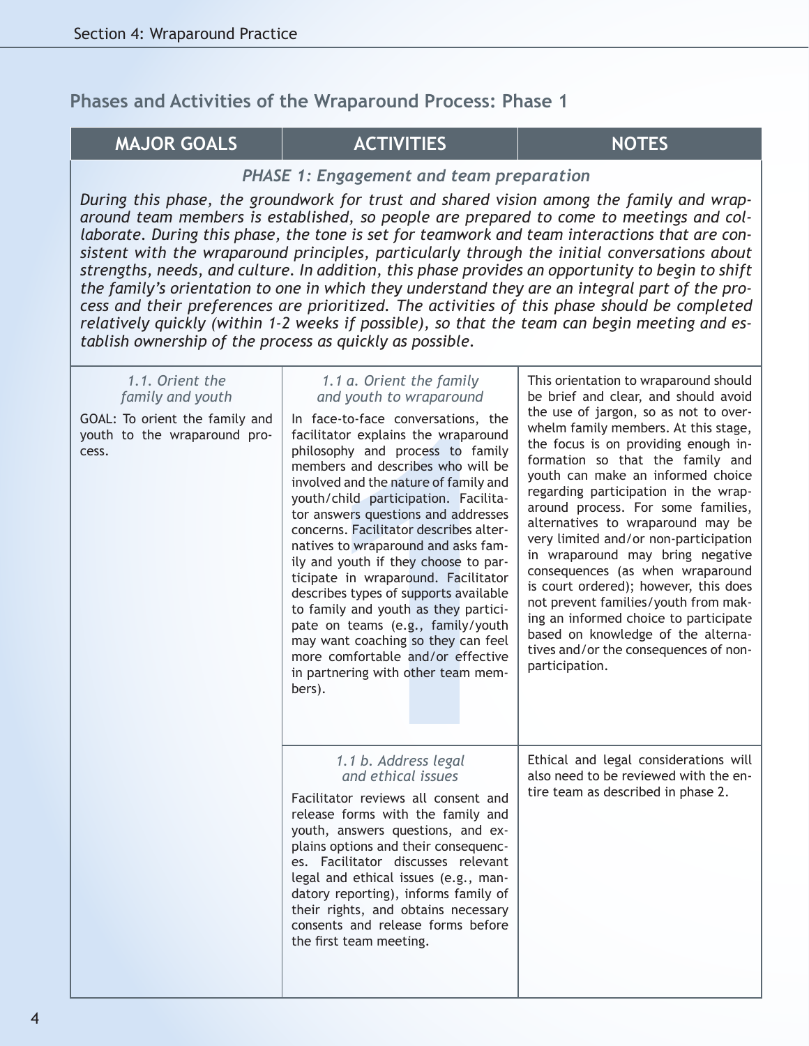## Phases and Activities of the Wraparound Process: Phase 1

| MAJOR GOALS | ACTIVITIES | NOTES |
|---|---|---|
| ***PHASE 1: Engagement and team preparation*** *During this phase, the groundwork for trust and shared vision among the family and wraparound team members is established, so people are prepared to come to meetings and collaborate. During this phase, the tone is set for teamwork and team interactions that are consistent with the wraparound principles, particularly through the initial conversations about strengths, needs, and culture. In addition, this phase provides an opportunity to begin to shift the family's orientation to one in which they understand they are an integral part of the process and their preferences are prioritized. The activities of this phase should be completed relatively quickly (within 1-2 weeks if possible), so that the team can begin meeting and establish ownership of the process as quickly as possible.* | | |
| *1.1. Orient the family and youth* GOAL: To orient the family and youth to the wraparound process. | *1.1 a. Orient the family and youth to wraparound* In face-to-face conversations, the facilitator explains the wraparound philosophy and process to family members and describes who will be involved and the nature of family and youth/child participation. Facilitator answers questions and addresses concerns. Facilitator describes alternatives to wraparound and asks family and youth if they choose to participate in wraparound. Facilitator describes types of supports available to family and youth as they participate on teams (e.g., family/youth may want coaching so they can feel more comfortable and/or effective in partnering with other team members). | This orientation to wraparound should be brief and clear, and should avoid the use of jargon, so as not to overwhelm family members. At this stage, the focus is on providing enough information so that the family and youth can make an informed choice regarding participation in the wraparound process. For some families, alternatives to wraparound may be very limited and/or non-participation in wraparound may bring negative consequences (as when wraparound is court ordered); however, this does not prevent families/youth from making an informed choice to participate based on knowledge of the alternatives and/or the consequences of non-participation. |
| | *1.1 b. Address legal and ethical issues* Facilitator reviews all consent and release forms with the family and youth, answers questions, and explains options and their consequences. Facilitator discusses relevant legal and ethical issues (e.g., mandatory reporting), informs family of their rights, and obtains necessary consents and release forms before the first team meeting. | Ethical and legal considerations will also need to be reviewed with the entire team as described in phase 2. |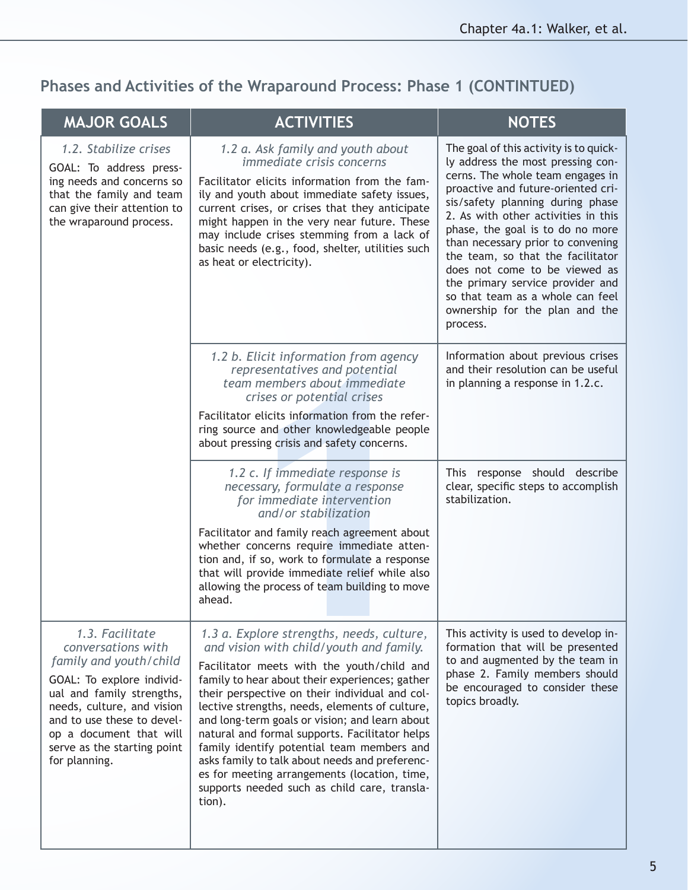## Phases and Activities of the Wraparound Process: Phase 1 (CONTINTUED)

| MAJOR GOALS | ACTIVITIES | NOTES |
|---|---|---|
| *1.2. Stabilize crises*<br>GOAL: To address pressing needs and concerns so that the family and team can give their attention to the wraparound process. | *1.2 a. Ask family and youth about immediate crisis concerns*<br>Facilitator elicits information from the family and youth about immediate safety issues, current crises, or crises that they anticipate might happen in the very near future. These may include crises stemming from a lack of basic needs (e.g., food, shelter, utilities such as heat or electricity). | The goal of this activity is to quickly address the most pressing concerns. The whole team engages in proactive and future-oriented crisis/safety planning during phase 2. As with other activities in this phase, the goal is to do no more than necessary prior to convening the team, so that the facilitator does not come to be viewed as the primary service provider and so that team as a whole can feel ownership for the plan and the process. |
| | *1.2 b. Elicit information from agency representatives and potential team members about immediate crises or potential crises*<br>Facilitator elicits information from the referring source and other knowledgeable people about pressing crisis and safety concerns. | Information about previous crises and their resolution can be useful in planning a response in 1.2.c. |
| | *1.2 c. If immediate response is necessary, formulate a response for immediate intervention and/or stabilization*<br>Facilitator and family reach agreement about whether concerns require immediate attention and, if so, work to formulate a response that will provide immediate relief while also allowing the process of team building to move ahead. | This response should describe clear, specific steps to accomplish stabilization. |
| *1.3. Facilitate conversations with family and youth/child*<br>GOAL: To explore individual and family strengths, needs, culture, and vision and to use these to develop a document that will serve as the starting point for planning. | *1.3 a. Explore strengths, needs, culture, and vision with child/youth and family.*<br>Facilitator meets with the youth/child and family to hear about their experiences; gather their perspective on their individual and collective strengths, needs, elements of culture, and long-term goals or vision; and learn about natural and formal supports. Facilitator helps family identify potential team members and asks family to talk about needs and preferences for meeting arrangements (location, time, supports needed such as child care, translation). | This activity is used to develop information that will be presented to and augmented by the team in phase 2. Family members should be encouraged to consider these topics broadly. |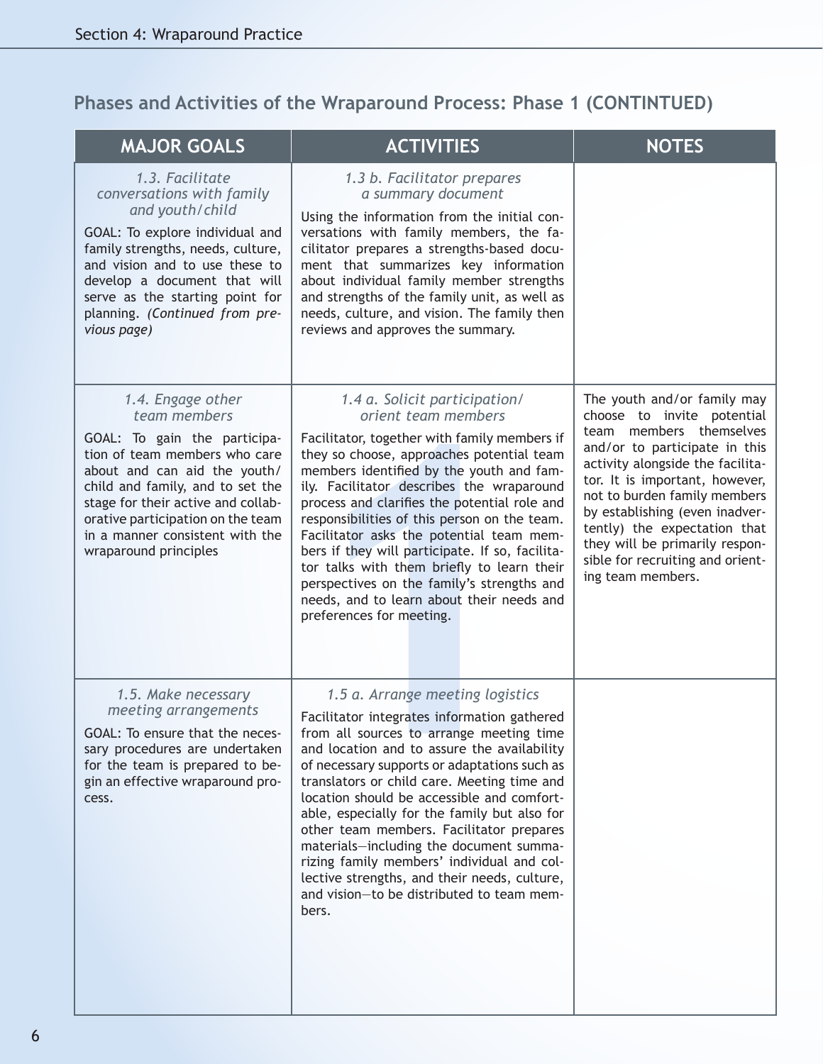## Phases and Activities of the Wraparound Process: Phase 1 (CONTINTUED)

| MAJOR GOALS | ACTIVITIES | NOTES |
|---|---|---|
| *1.3. Facilitate conversations with family and youth/child*<br><br>GOAL: To explore individual and family strengths, needs, culture, and vision and to use these to develop a document that will serve as the starting point for planning. *(Continued from previous page)* | *1.3 b. Facilitator prepares a summary document*<br><br>Using the information from the initial conversations with family members, the facilitator prepares a strengths-based document that summarizes key information about individual family member strengths and strengths of the family unit, as well as needs, culture, and vision. The family then reviews and approves the summary. | |
| *1.4. Engage other team members*<br><br>GOAL: To gain the participation of team members who care about and can aid the youth/child and family, and to set the stage for their active and collaborative participation on the team in a manner consistent with the wraparound principles | *1.4 a. Solicit participation/ orient team members*<br><br>Facilitator, together with family members if they so choose, approaches potential team members identified by the youth and family. Facilitator describes the wraparound process and clarifies the potential role and responsibilities of this person on the team. Facilitator asks the potential team members if they will participate. If so, facilitator talks with them briefly to learn their perspectives on the family's strengths and needs, and to learn about their needs and preferences for meeting. | The youth and/or family may choose to invite potential team members themselves and/or to participate in this activity alongside the facilitator. It is important, however, not to burden family members by establishing (even inadvertently) the expectation that they will be primarily responsible for recruiting and orienting team members. |
| *1.5. Make necessary meeting arrangements*<br><br>GOAL: To ensure that the necessary procedures are undertaken for the team is prepared to begin an effective wraparound process. | *1.5 a. Arrange meeting logistics*<br><br>Facilitator integrates information gathered from all sources to arrange meeting time and location and to assure the availability of necessary supports or adaptations such as translators or child care. Meeting time and location should be accessible and comfortable, especially for the family but also for other team members. Facilitator prepares materials—including the document summarizing family members' individual and collective strengths, and their needs, culture, and vision—to be distributed to team members. | |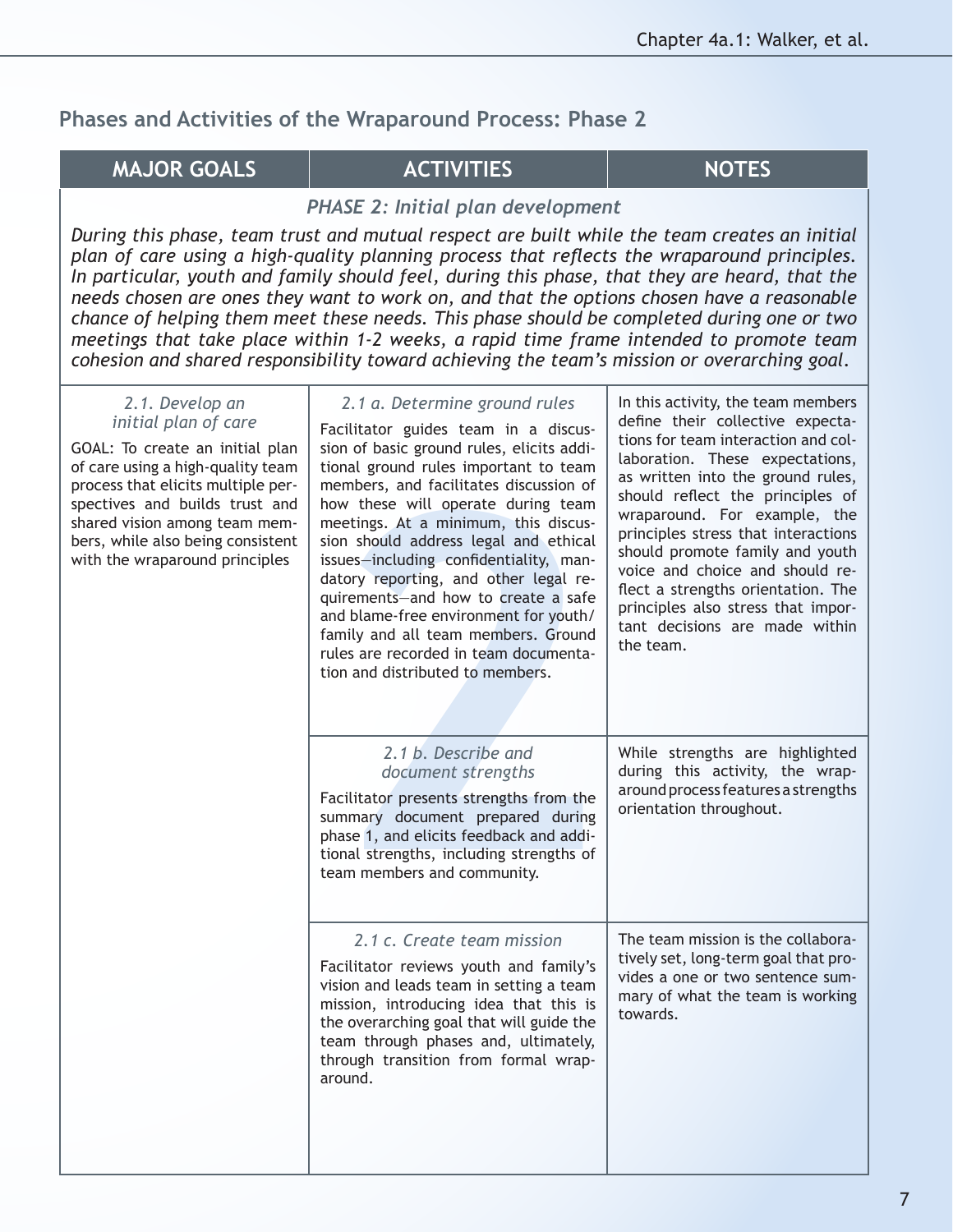## Phases and Activities of the Wraparound Process: Phase 2

| MAJOR GOALS | ACTIVITIES | NOTES |
|---|---|---|
| ***PHASE 2: Initial plan development*** *During this phase, team trust and mutual respect are built while the team creates an initial plan of care using a high-quality planning process that reflects the wraparound principles. In particular, youth and family should feel, during this phase, that they are heard, that the needs chosen are ones they want to work on, and that the options chosen have a reasonable chance of helping them meet these needs. This phase should be completed during one or two meetings that take place within 1-2 weeks, a rapid time frame intended to promote team cohesion and shared responsibility toward achieving the team's mission or overarching goal.* | | |
| *2.1. Develop an initial plan of care* GOAL: To create an initial plan of care using a high-quality team process that elicits multiple perspectives and builds trust and shared vision among team members, while also being consistent with the wraparound principles | *2.1 a. Determine ground rules* Facilitator guides team in a discussion of basic ground rules, elicits additional ground rules important to team members, and facilitates discussion of how these will operate during team meetings. At a minimum, this discussion should address legal and ethical issues—including confidentiality, mandatory reporting, and other legal requirements—and how to create a safe and blame-free environment for youth/family and all team members. Ground rules are recorded in team documentation and distributed to members. | In this activity, the team members define their collective expectations for team interaction and collaboration. These expectations, as written into the ground rules, should reflect the principles of wraparound. For example, the principles stress that interactions should promote family and youth voice and choice and should reflect a strengths orientation. The principles also stress that important decisions are made within the team. |
| | *2.1 b. Describe and document strengths* Facilitator presents strengths from the summary document prepared during phase 1, and elicits feedback and additional strengths, including strengths of team members and community. | While strengths are highlighted during this activity, the wraparound process features a strengths orientation throughout. |
| | *2.1 c. Create team mission* Facilitator reviews youth and family's vision and leads team in setting a team mission, introducing idea that this is the overarching goal that will guide the team through phases and, ultimately, through transition from formal wraparound. | The team mission is the collaboratively set, long-term goal that provides a one or two sentence summary of what the team is working towards. |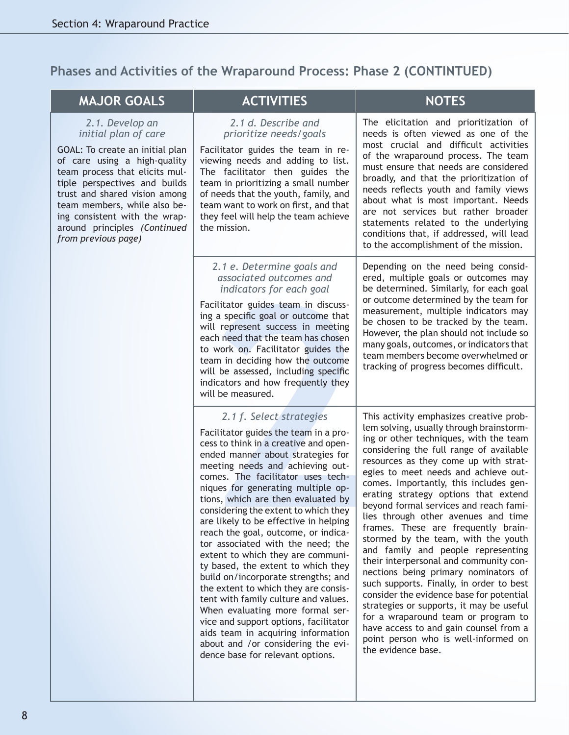## Phases and Activities of the Wraparound Process: Phase 2 (CONTINTUED)

| MAJOR GOALS | ACTIVITIES | NOTES |
|---|---|---|
| *2.1. Develop an initial plan of care*<br><br>GOAL: To create an initial plan of care using a high-quality team process that elicits multiple perspectives and builds trust and shared vision among team members, while also being consistent with the wraparound principles *(Continued from previous page)* | *2.1 d. Describe and prioritize needs/goals*<br><br>Facilitator guides the team in reviewing needs and adding to list. The facilitator then guides the team in prioritizing a small number of needs that the youth, family, and team want to work on first, and that they feel will help the team achieve the mission. | The elicitation and prioritization of needs is often viewed as one of the most crucial and difficult activities of the wraparound process. The team must ensure that needs are considered broadly, and that the prioritization of needs reflects youth and family views about what is most important. Needs are not services but rather broader statements related to the underlying conditions that, if addressed, will lead to the accomplishment of the mission. |
| | *2.1 e. Determine goals and associated outcomes and indicators for each goal*<br><br>Facilitator guides team in discussing a specific goal or outcome that will represent success in meeting each need that the team has chosen to work on. Facilitator guides the team in deciding how the outcome will be assessed, including specific indicators and how frequently they will be measured. | Depending on the need being considered, multiple goals or outcomes may be determined. Similarly, for each goal or outcome determined by the team for measurement, multiple indicators may be chosen to be tracked by the team. However, the plan should not include so many goals, outcomes, or indicators that team members become overwhelmed or tracking of progress becomes difficult. |
| | *2.1 f. Select strategies*<br><br>Facilitator guides the team in a process to think in a creative and open-ended manner about strategies for meeting needs and achieving outcomes. The facilitator uses techniques for generating multiple options, which are then evaluated by considering the extent to which they are likely to be effective in helping reach the goal, outcome, or indicator associated with the need; the extent to which they are community based, the extent to which they build on/incorporate strengths; and the extent to which they are consistent with family culture and values. When evaluating more formal service and support options, facilitator aids team in acquiring information about and /or considering the evidence base for relevant options. | This activity emphasizes creative problem solving, usually through brainstorming or other techniques, with the team considering the full range of available resources as they come up with strategies to meet needs and achieve outcomes. Importantly, this includes generating strategy options that extend beyond formal services and reach families through other avenues and time frames. These are frequently brainstormed by the team, with the youth and family and people representing their interpersonal and community connections being primary nominators of such supports. Finally, in order to best consider the evidence base for potential strategies or supports, it may be useful for a wraparound team or program to have access to and gain counsel from a point person who is well-informed on the evidence base. |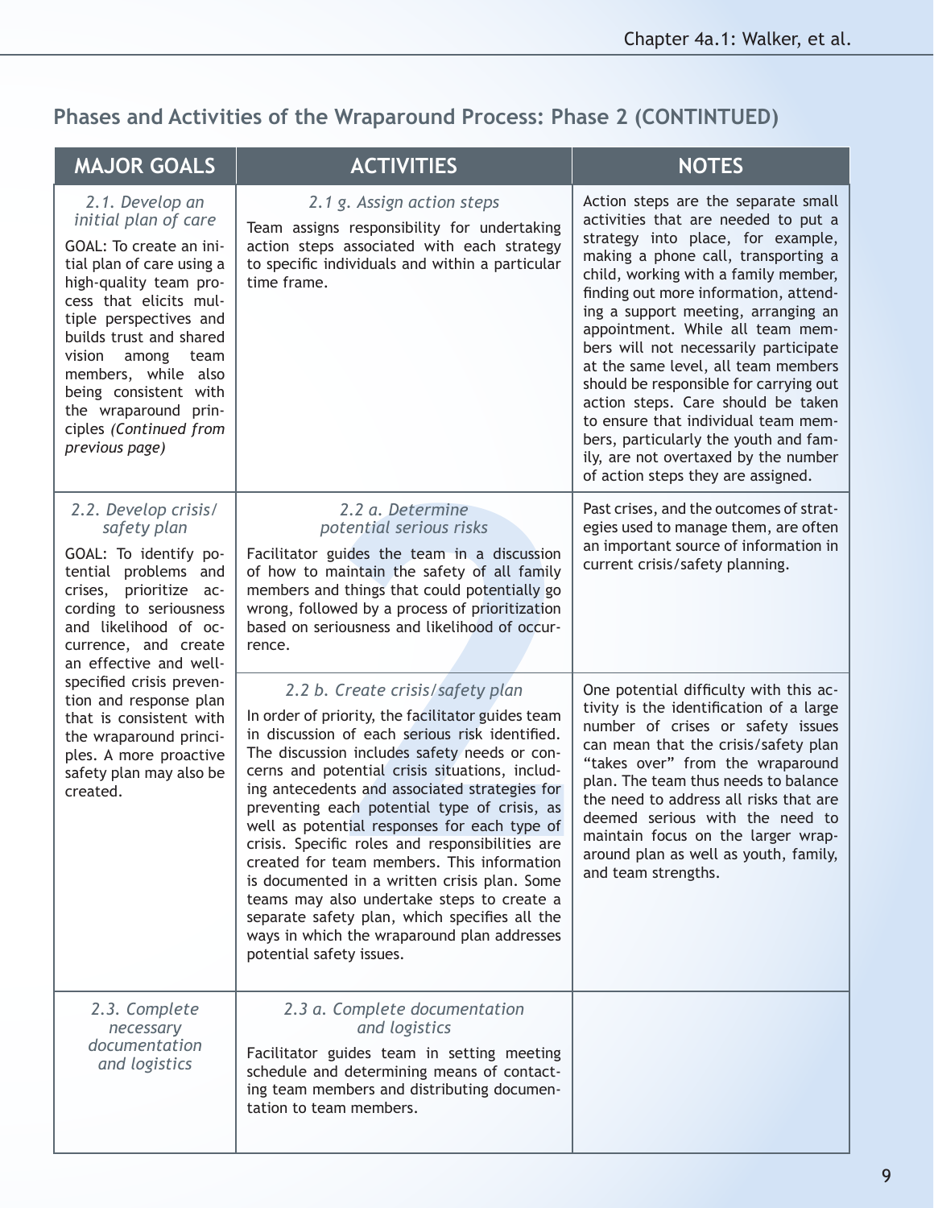## Phases and Activities of the Wraparound Process: Phase 2 (CONTINTUED)

| MAJOR GOALS | ACTIVITIES | NOTES |
|---|---|---|
| *2.1. Develop an initial plan of care*<br><br>GOAL: To create an initial plan of care using a high-quality team process that elicits multiple perspectives and builds trust and shared vision among team members, while also being consistent with the wraparound principles *(Continued from previous page)* | *2.1 g. Assign action steps*<br><br>Team assigns responsibility for undertaking action steps associated with each strategy to specific individuals and within a particular time frame. | Action steps are the separate small activities that are needed to put a strategy into place, for example, making a phone call, transporting a child, working with a family member, finding out more information, attending a support meeting, arranging an appointment. While all team members will not necessarily participate at the same level, all team members should be responsible for carrying out action steps. Care should be taken to ensure that individual team members, particularly the youth and family, are not overtaxed by the number of action steps they are assigned. |
| *2.2. Develop crisis/ safety plan*<br><br>GOAL: To identify potential problems and crises, prioritize according to seriousness and likelihood of occurrence, and create an effective and well-specified crisis prevention and response plan that is consistent with the wraparound principles. A more proactive safety plan may also be created. | *2.2 a. Determine potential serious risks*<br><br>Facilitator guides the team in a discussion of how to maintain the safety of all family members and things that could potentially go wrong, followed by a process of prioritization based on seriousness and likelihood of occurrence. | Past crises, and the outcomes of strategies used to manage them, are often an important source of information in current crisis/safety planning. |
| | *2.2 b. Create crisis/safety plan*<br><br>In order of priority, the facilitator guides team in discussion of each serious risk identified. The discussion includes safety needs or concerns and potential crisis situations, including antecedents and associated strategies for preventing each potential type of crisis, as well as potential responses for each type of crisis. Specific roles and responsibilities are created for team members. This information is documented in a written crisis plan. Some teams may also undertake steps to create a separate safety plan, which specifies all the ways in which the wraparound plan addresses potential safety issues. | One potential difficulty with this activity is the identification of a large number of crises or safety issues can mean that the crisis/safety plan "takes over" from the wraparound plan. The team thus needs to balance the need to address all risks that are deemed serious with the need to maintain focus on the larger wraparound plan as well as youth, family, and team strengths. |
| *2.3. Complete necessary documentation and logistics* | *2.3 a. Complete documentation and logistics*<br><br>Facilitator guides team in setting meeting schedule and determining means of contacting team members and distributing documentation to team members. | |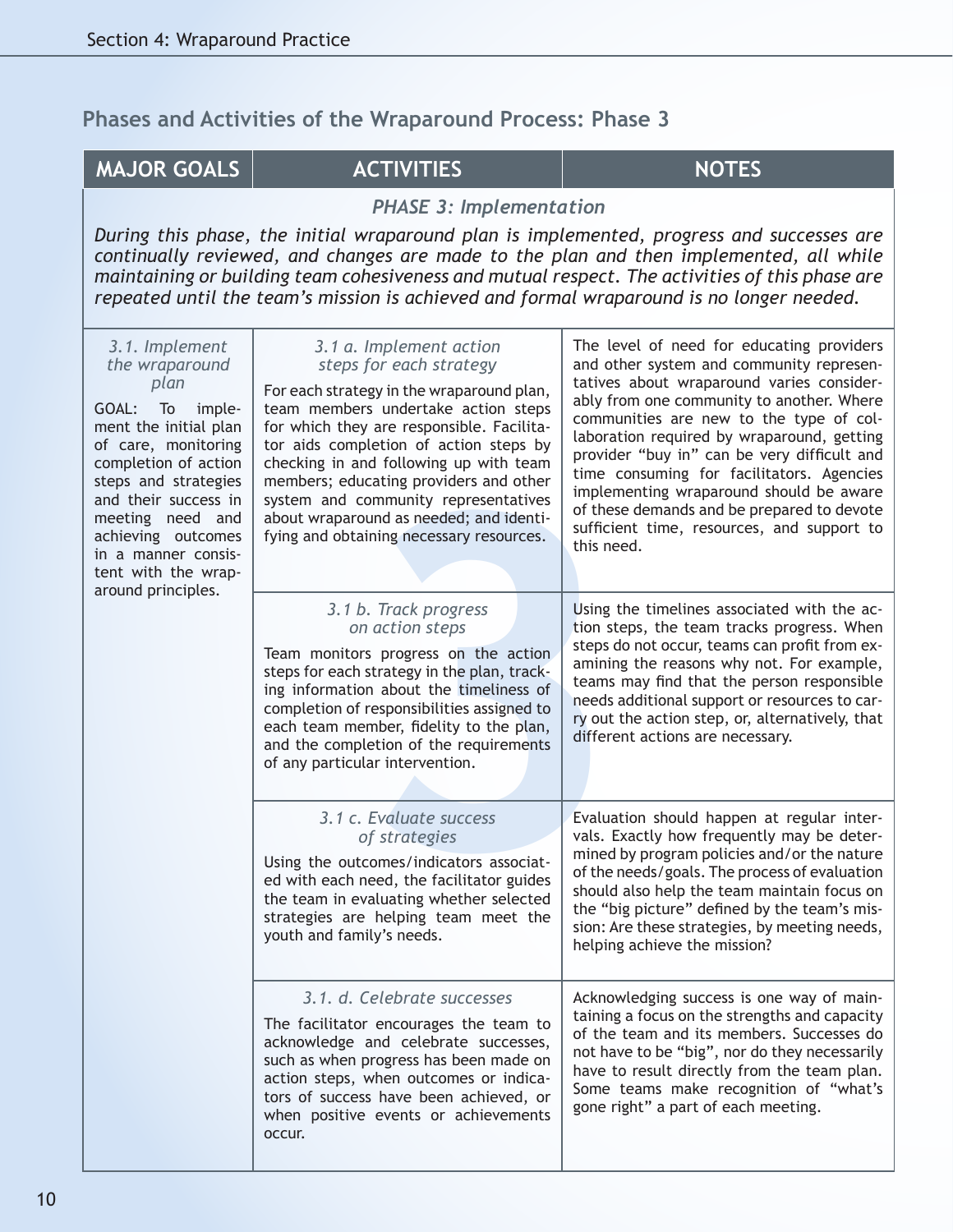## Phases and Activities of the Wraparound Process: Phase 3

| MAJOR GOALS | ACTIVITIES | NOTES |
|---|---|---|
| ***PHASE 3: Implementation*** *During this phase, the initial wraparound plan is implemented, progress and successes are continually reviewed, and changes are made to the plan and then implemented, all while maintaining or building team cohesiveness and mutual respect. The activities of this phase are repeated until the team's mission is achieved and formal wraparound is no longer needed.* | | |
| *3.1. Implement the wraparound plan* GOAL: To implement the initial plan of care, monitoring completion of action steps and strategies and their success in meeting need and achieving outcomes in a manner consistent with the wraparound principles. | *3.1 a. Implement action steps for each strategy* For each strategy in the wraparound plan, team members undertake action steps for which they are responsible. Facilitator aids completion of action steps by checking in and following up with team members; educating providers and other system and community representatives about wraparound as needed; and identifying and obtaining necessary resources. | The level of need for educating providers and other system and community representatives about wraparound varies considerably from one community to another. Where communities are new to the type of collaboration required by wraparound, getting provider "buy in" can be very difficult and time consuming for facilitators. Agencies implementing wraparound should be aware of these demands and be prepared to devote sufficient time, resources, and support to this need. |
| | *3.1 b. Track progress on action steps* Team monitors progress on the action steps for each strategy in the plan, tracking information about the timeliness of completion of responsibilities assigned to each team member, fidelity to the plan, and the completion of the requirements of any particular intervention. | Using the timelines associated with the action steps, the team tracks progress. When steps do not occur, teams can profit from examining the reasons why not. For example, teams may find that the person responsible needs additional support or resources to carry out the action step, or, alternatively, that different actions are necessary. |
| | *3.1 c. Evaluate success of strategies* Using the outcomes/indicators associated with each need, the facilitator guides the team in evaluating whether selected strategies are helping team meet the youth and family's needs. | Evaluation should happen at regular intervals. Exactly how frequently may be determined by program policies and/or the nature of the needs/goals. The process of evaluation should also help the team maintain focus on the "big picture" defined by the team's mission: Are these strategies, by meeting needs, helping achieve the mission? |
| | *3.1. d. Celebrate successes* The facilitator encourages the team to acknowledge and celebrate successes, such as when progress has been made on action steps, when outcomes or indicators of success have been achieved, or when positive events or achievements occur. | Acknowledging success is one way of maintaining a focus on the strengths and capacity of the team and its members. Successes do not have to be "big", nor do they necessarily have to result directly from the team plan. Some teams make recognition of "what's gone right" a part of each meeting. |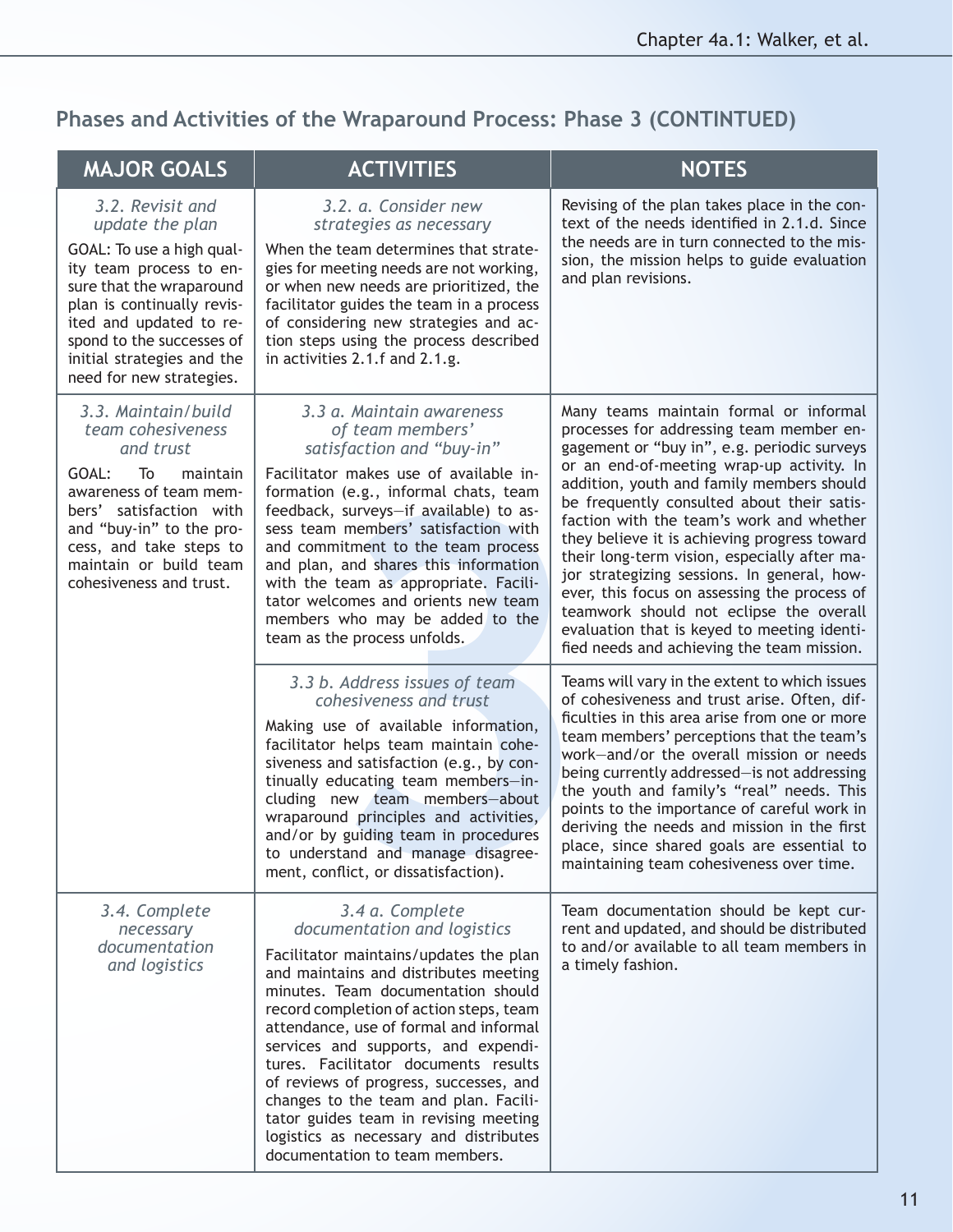## Phases and Activities of the Wraparound Process: Phase 3 (CONTINTUED)

| MAJOR GOALS | ACTIVITIES | NOTES |
|---|---|---|
| *3.2. Revisit and update the plan*<br><br>GOAL: To use a high quality team process to ensure that the wraparound plan is continually revisited and updated to respond to the successes of initial strategies and the need for new strategies. | *3.2. a. Consider new strategies as necessary*<br><br>When the team determines that strategies for meeting needs are not working, or when new needs are prioritized, the facilitator guides the team in a process of considering new strategies and action steps using the process described in activities 2.1.f and 2.1.g. | Revising of the plan takes place in the context of the needs identified in 2.1.d. Since the needs are in turn connected to the mission, the mission helps to guide evaluation and plan revisions. |
| *3.3. Maintain/build team cohesiveness and trust*<br><br>GOAL: To maintain awareness of team members' satisfaction with and "buy-in" to the process, and take steps to maintain or build team cohesiveness and trust. | *3.3 a. Maintain awareness of team members' satisfaction and "buy-in"*<br><br>Facilitator makes use of available information (e.g., informal chats, team feedback, surveys—if available) to assess team members' satisfaction with and commitment to the team process and plan, and shares this information with the team as appropriate. Facilitator welcomes and orients new team members who may be added to the team as the process unfolds. | Many teams maintain formal or informal processes for addressing team member engagement or "buy in", e.g. periodic surveys or an end-of-meeting wrap-up activity. In addition, youth and family members should be frequently consulted about their satisfaction with the team's work and whether they believe it is achieving progress toward their long-term vision, especially after major strategizing sessions. In general, however, this focus on assessing the process of teamwork should not eclipse the overall evaluation that is keyed to meeting identified needs and achieving the team mission. |
| | *3.3 b. Address issues of team cohesiveness and trust*<br><br>Making use of available information, facilitator helps team maintain cohesiveness and satisfaction (e.g., by continually educating team members—including new team members—about wraparound principles and activities, and/or by guiding team in procedures to understand and manage disagreement, conflict, or dissatisfaction). | Teams will vary in the extent to which issues of cohesiveness and trust arise. Often, difficulties in this area arise from one or more team members' perceptions that the team's work—and/or the overall mission or needs being currently addressed—is not addressing the youth and family's "real" needs. This points to the importance of careful work in deriving the needs and mission in the first place, since shared goals are essential to maintaining team cohesiveness over time. |
| *3.4. Complete necessary documentation and logistics* | *3.4 a. Complete documentation and logistics*<br><br>Facilitator maintains/updates the plan and maintains and distributes meeting minutes. Team documentation should record completion of action steps, team attendance, use of formal and informal services and supports, and expenditures. Facilitator documents results of reviews of progress, successes, and changes to the team and plan. Facilitator guides team in revising meeting logistics as necessary and distributes documentation to team members. | Team documentation should be kept current and updated, and should be distributed to and/or available to all team members in a timely fashion. |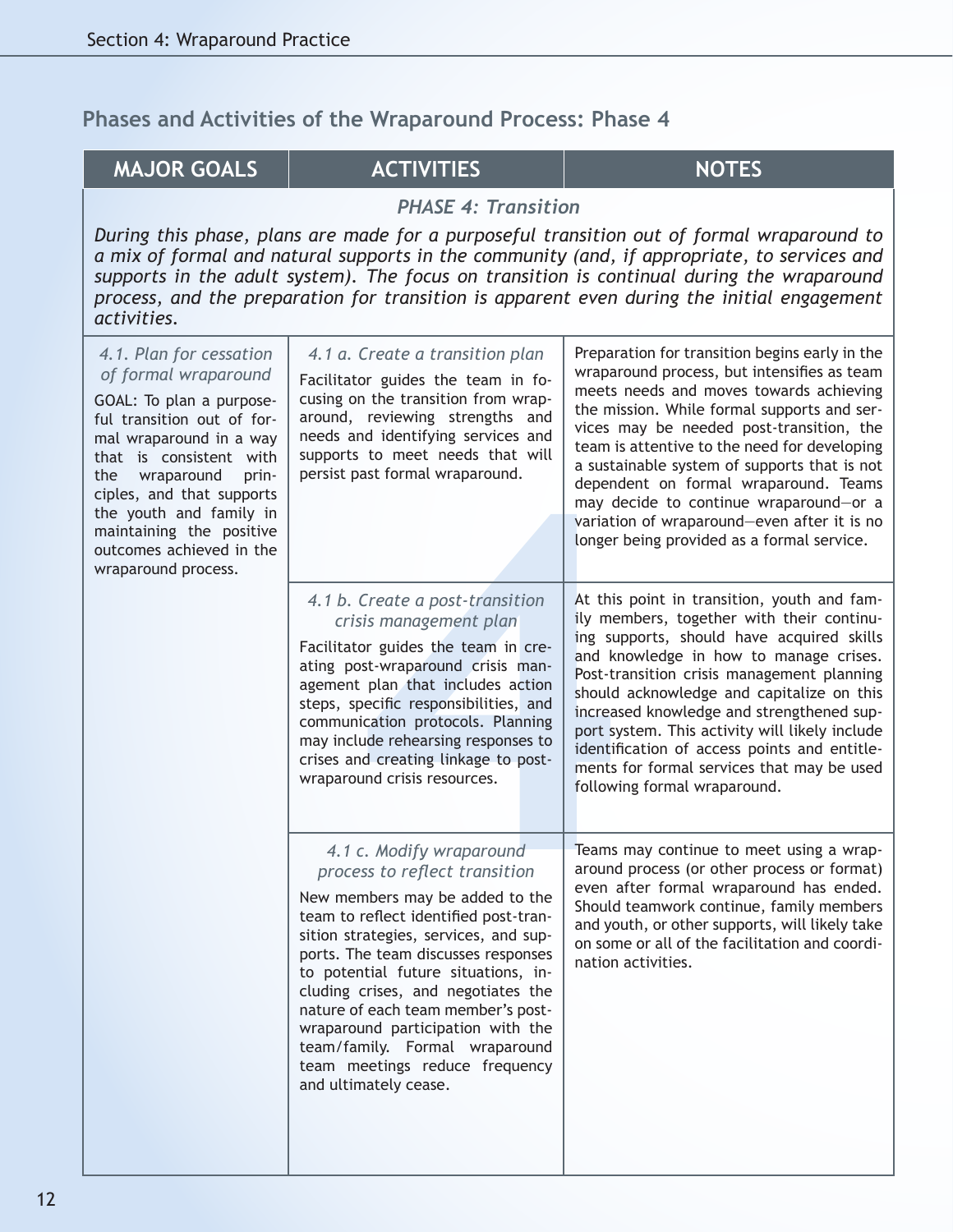## Phases and Activities of the Wraparound Process: Phase 4

| MAJOR GOALS | ACTIVITIES | NOTES |
|---|---|---|
| ***PHASE 4: Transition*** *During this phase, plans are made for a purposeful transition out of formal wraparound to a mix of formal and natural supports in the community (and, if appropriate, to services and supports in the adult system). The focus on transition is continual during the wraparound process, and the preparation for transition is apparent even during the initial engagement activities.* | | |
| *4.1. Plan for cessation of formal wraparound* GOAL: To plan a purposeful transition out of formal wraparound in a way that is consistent with the wraparound principles, and that supports the youth and family in maintaining the positive outcomes achieved in the wraparound process. | *4.1 a. Create a transition plan* Facilitator guides the team in focusing on the transition from wraparound, reviewing strengths and needs and identifying services and supports to meet needs that will persist past formal wraparound. | Preparation for transition begins early in the wraparound process, but intensifies as team meets needs and moves towards achieving the mission. While formal supports and services may be needed post-transition, the team is attentive to the need for developing a sustainable system of supports that is not dependent on formal wraparound. Teams may decide to continue wraparound—or a variation of wraparound—even after it is no longer being provided as a formal service. |
| | *4.1 b. Create a post-transition crisis management plan* Facilitator guides the team in creating post-wraparound crisis management plan that includes action steps, specific responsibilities, and communication protocols. Planning may include rehearsing responses to crises and creating linkage to post-wraparound crisis resources. | At this point in transition, youth and family members, together with their continuing supports, should have acquired skills and knowledge in how to manage crises. Post-transition crisis management planning should acknowledge and capitalize on this increased knowledge and strengthened support system. This activity will likely include identification of access points and entitlements for formal services that may be used following formal wraparound. |
| | *4.1 c. Modify wraparound process to reflect transition* New members may be added to the team to reflect identified post-transition strategies, services, and supports. The team discusses responses to potential future situations, including crises, and negotiates the nature of each team member's post-wraparound participation with the team/family. Formal wraparound team meetings reduce frequency and ultimately cease. | Teams may continue to meet using a wraparound process (or other process or format) even after formal wraparound has ended. Should teamwork continue, family members and youth, or other supports, will likely take on some or all of the facilitation and coordination activities. |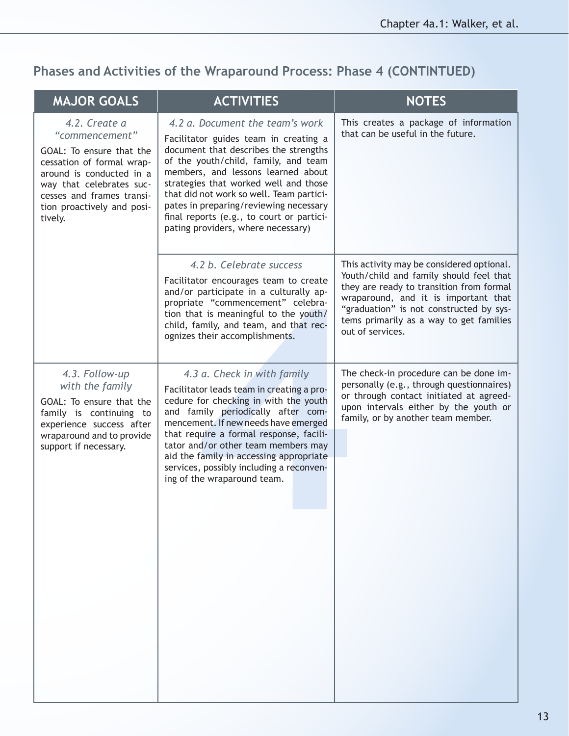## Phases and Activities of the Wraparound Process: Phase 4 (CONTINTUED)

| MAJOR GOALS | ACTIVITIES | NOTES |
| --- | --- | --- |
| *4.2. Create a "commencement"*<br><br>GOAL: To ensure that the cessation of formal wraparound is conducted in a way that celebrates successes and frames transition proactively and positively. | *4.2 a. Document the team's work*<br><br>Facilitator guides team in creating a document that describes the strengths of the youth/child, family, and team members, and lessons learned about strategies that worked well and those that did not work so well. Team participates in preparing/reviewing necessary final reports (e.g., to court or participating providers, where necessary) | This creates a package of information that can be useful in the future. |
| | *4.2 b. Celebrate success*<br><br>Facilitator encourages team to create and/or participate in a culturally appropriate "commencement" celebration that is meaningful to the youth/child, family, and team, and that recognizes their accomplishments. | This activity may be considered optional. Youth/child and family should feel that they are ready to transition from formal wraparound, and it is important that "graduation" is not constructed by systems primarily as a way to get families out of services. |
| *4.3. Follow-up with the family*<br><br>GOAL: To ensure that the family is continuing to experience success after wraparound and to provide support if necessary. | *4.3 a. Check in with family*<br><br>Facilitator leads team in creating a procedure for checking in with the youth and family periodically after commencement. If new needs have emerged that require a formal response, facilitator and/or other team members may aid the family in accessing appropriate services, possibly including a reconvening of the wraparound team. | The check-in procedure can be done impersonally (e.g., through questionnaires) or through contact initiated at agreed-upon intervals either by the youth or family, or by another team member. |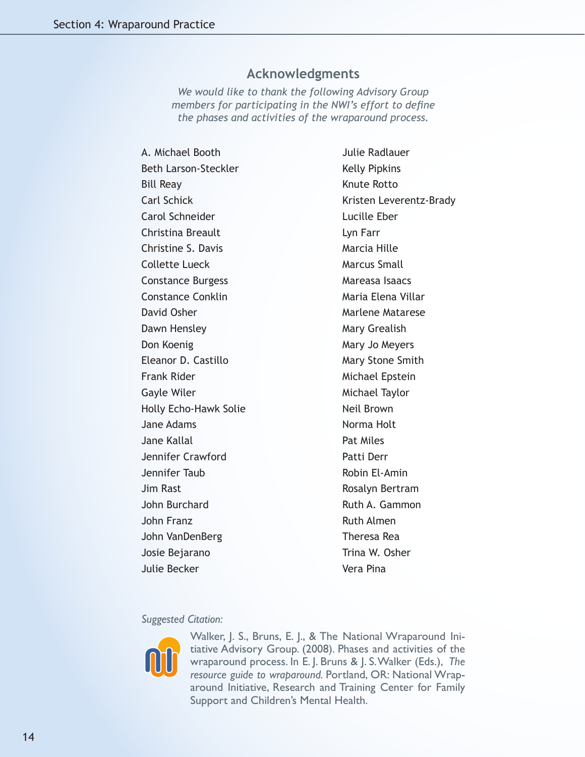## Acknowledgments

*We would like to thank the following Advisory Group members for participating in the NWI's effort to define the phases and activities of the wraparound process.*

A. Michael Booth
Beth Larson-Steckler
Bill Reay
Carl Schick
Carol Schneider
Christina Breault
Christine S. Davis
Collette Lueck
Constance Burgess
Constance Conklin
David Osher
Dawn Hensley
Don Koenig
Eleanor D. Castillo
Frank Rider
Gayle Wiler
Holly Echo-Hawk Solie
Jane Adams
Jane Kallal
Jennifer Crawford
Jennifer Taub
Jim Rast
John Burchard
John Franz
John VanDenBerg
Josie Bejarano
Julie Becker
Julie Radlauer
Kelly Pipkins
Knute Rotto
Kristen Leverentz-Brady
Lucille Eber
Lyn Farr
Marcia Hille
Marcus Small
Mareasa Isaacs
Maria Elena Villar
Marlene Matarese
Mary Grealish
Mary Jo Meyers
Mary Stone Smith
Michael Epstein
Michael Taylor
Neil Brown
Norma Holt
Pat Miles
Patti Derr
Robin El-Amin
Rosalyn Bertram
Ruth A. Gammon
Ruth Almen
Theresa Rea
Trina W. Osher
Vera Pina

*Suggested Citation:*

Walker, J. S., Bruns, E. J., & The National Wraparound Initiative Advisory Group. (2008). Phases and activities of the wraparound process. In E. J. Bruns & J. S. Walker (Eds.), *The resource guide to wraparound.* Portland, OR: National Wraparound Initiative, Research and Training Center for Family Support and Children's Mental Health.